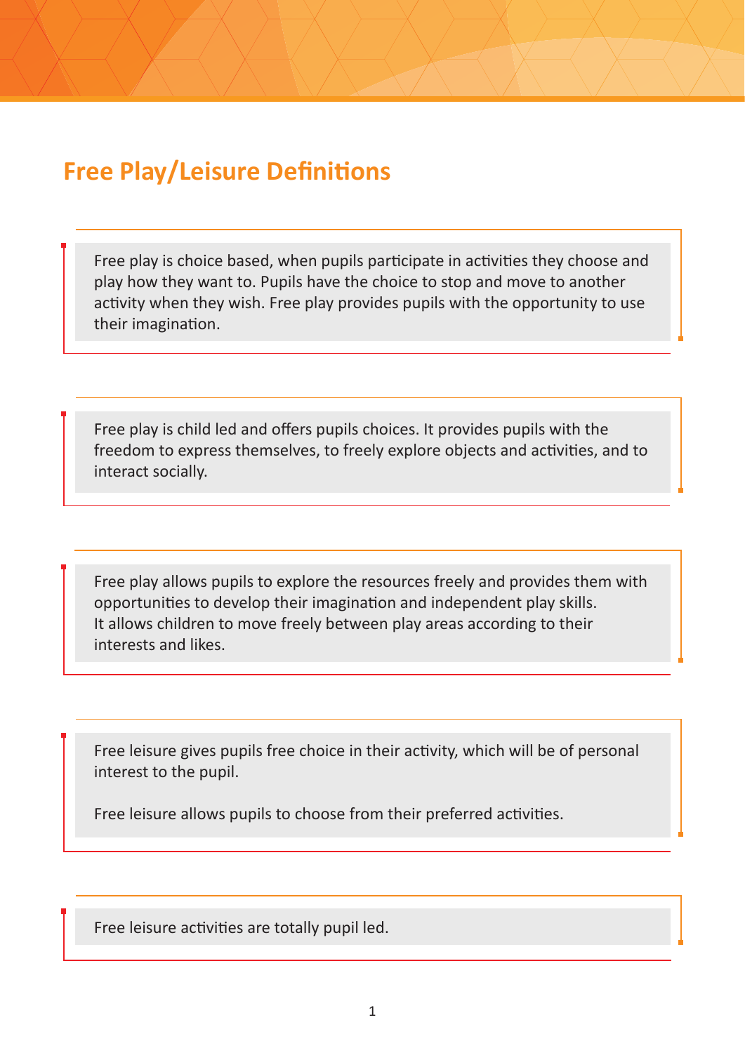# Free Play/Leisure Definitions

Free play is choice based, when pupils participate in activities they choose and play how they want to. Pupils have the choice to stop and move to another activity when they wish. Free play provides pupils with the opportunity to use their imagination.

Free play is child led and offers pupils choices. It provides pupils with the freedom to express themselves, to freely explore objects and activities, and to interact socially.

Free play allows pupils to explore the resources freely and provides them with opportunities to develop their imagination and independent play skills. It allows children to move freely between play areas according to their interests and likes.

Free leisure gives pupils free choice in their activity, which will be of personal interest to the pupil.

Free leisure allows pupils to choose from their preferred activities.

Free leisure activities are totally pupil led.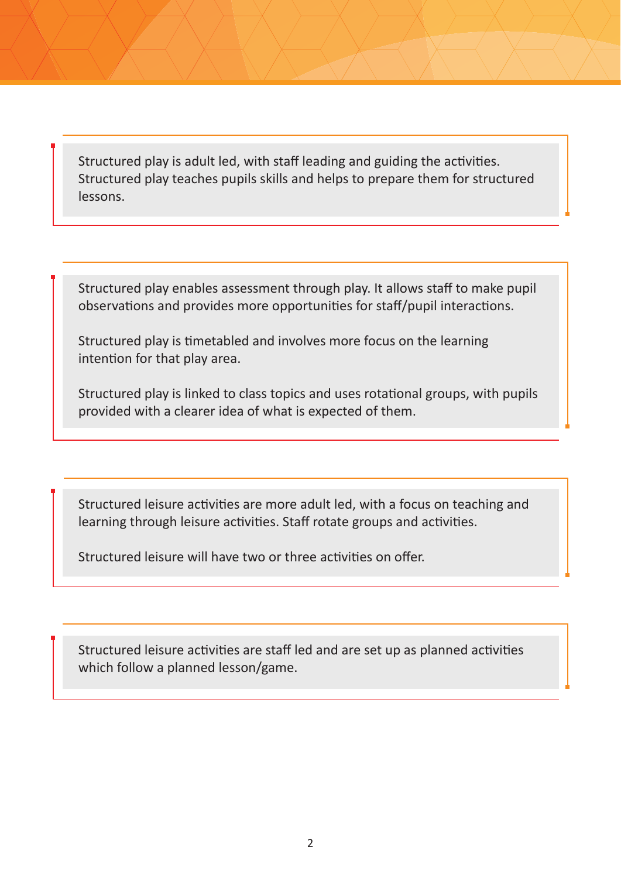Structured play is adult led, with staff leading and guiding the activities. Structured play teaches pupils skills and helps to prepare them for structured lessons.

---

Structured play enables assessment through play. It allows staff to make pupil observations and provides more opportunities for staff/pupil interactions.

Structured play is timetabled and involves more focus on the learning intention for that play area.

Structured play is linked to class topics and uses rotational groups, with pupils provided with a clearer idea of what is expected of them.

---

Structured leisure activities are more adult led, with a focus on teaching and learning through leisure activities. Staff rotate groups and activities.

Structured leisure will have two or three activities on offer.

---

Structured leisure activities are staff led and are set up as planned activities which follow a planned lesson/game.